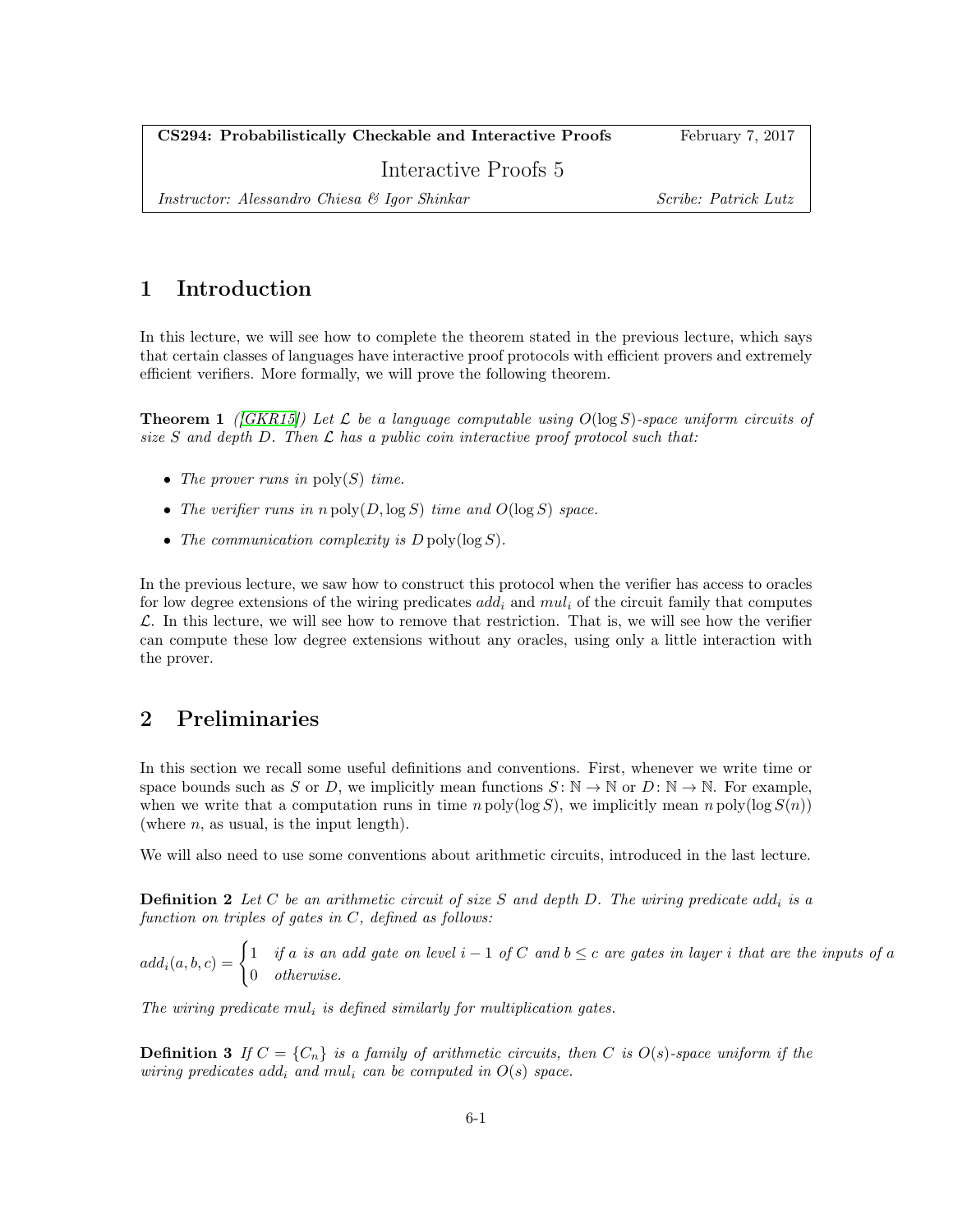**CS294: Probabilistically Checkable and Interactive Proofs** February 7, 2017

Interactive Proofs 5

*Instructor: Alessandro Chiesa & Igor Shinkar* *Scribe: Patrick Lutz*

# 1 Introduction

In this lecture, we will see how to complete the theorem stated in the previous lecture, which says that certain classes of languages have interactive proof protocols with efficient provers and extremely efficient verifiers. More formally, we will prove the following theorem.

**Theorem 1** *([GKR15]) Let $\mathcal{L}$ be a language computable using $O(\log S)$-space uniform circuits of size $S$ and depth $D$. Then $\mathcal{L}$ has a public coin interactive proof protocol such that:*

- *The prover runs in $\mathrm{poly}(S)$ time.*
- *The verifier runs in $n\,\mathrm{poly}(D, \log S)$ time and $O(\log S)$ space.*
- *The communication complexity is $D\,\mathrm{poly}(\log S)$.*

In the previous lecture, we saw how to construct this protocol when the verifier has access to oracles for low degree extensions of the wiring predicates $add_i$ and $mul_i$ of the circuit family that computes $\mathcal{L}$. In this lecture, we will see how to remove that restriction. That is, we will see how the verifier can compute these low degree extensions without any oracles, using only a little interaction with the prover.

# 2 Preliminaries

In this section we recall some useful definitions and conventions. First, whenever we write time or space bounds such as $S$ or $D$, we implicitly mean functions $S\colon \mathbb{N} \to \mathbb{N}$ or $D\colon \mathbb{N} \to \mathbb{N}$. For example, when we write that a computation runs in time $n\,\mathrm{poly}(\log S)$, we implicitly mean $n\,\mathrm{poly}(\log S(n))$ (where $n$, as usual, is the input length).

We will also need to use some conventions about arithmetic circuits, introduced in the last lecture.

**Definition 2** *Let $C$ be an arithmetic circuit of size $S$ and depth $D$. The wiring predicate $add_i$ is a function on triples of gates in $C$, defined as follows:*

$$add_i(a, b, c) = \begin{cases} 1 & \text{if } a \text{ is an add gate on level } i-1 \text{ of } C \text{ and } b \leq c \text{ are gates in layer } i \text{ that are the inputs of } a \\ 0 & \text{otherwise.} \end{cases}$$

*The wiring predicate $mul_i$ is defined similarly for multiplication gates.*

**Definition 3** *If $C = \{C_n\}$ is a family of arithmetic circuits, then $C$ is $O(s)$-space uniform if the wiring predicates $add_i$ and $mul_i$ can be computed in $O(s)$ space.*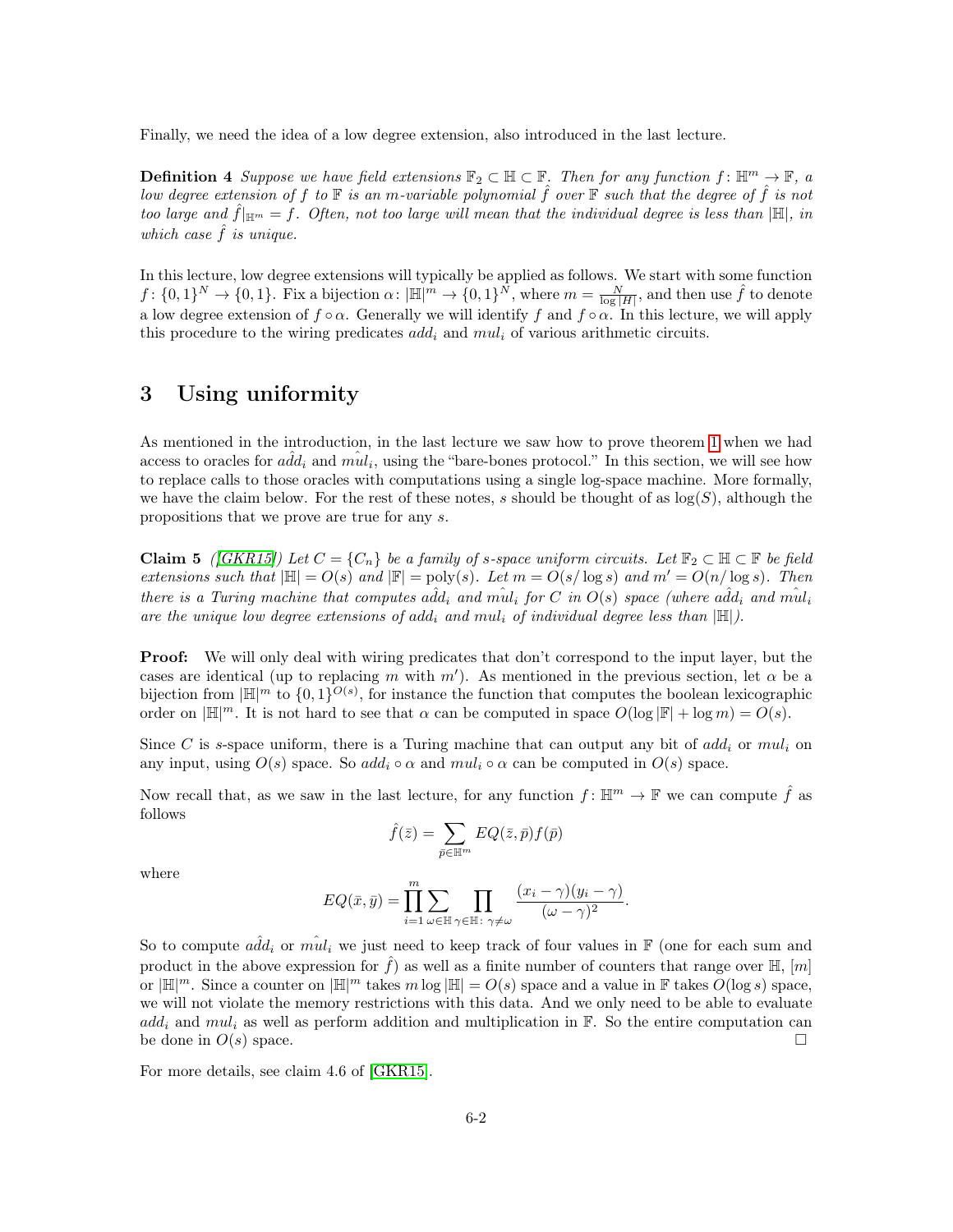Finally, we need the idea of a low degree extension, also introduced in the last lecture.

**Definition 4** *Suppose we have field extensions $\mathbb{F}_2 \subset \mathbb{H} \subset \mathbb{F}$. Then for any function $f\colon \mathbb{H}^m \to \mathbb{F}$, a low degree extension of $f$ to $\mathbb{F}$ is an $m$-variable polynomial $\hat{f}$ over $\mathbb{F}$ such that the degree of $\hat{f}$ is not too large and $\hat{f}|_{\mathbb{H}^m} = f$. Often, not too large will mean that the individual degree is less than $|\mathbb{H}|$, in which case $\hat{f}$ is unique.*

In this lecture, low degree extensions will typically be applied as follows. We start with some function $f\colon \{0,1\}^N \to \{0,1\}$. Fix a bijection $\alpha\colon |\mathbb{H}|^m \to \{0,1\}^N$, where $m = \frac{N}{\log |H|}$, and then use $\hat{f}$ to denote a low degree extension of $f \circ \alpha$. Generally we will identify $f$ and $f \circ \alpha$. In this lecture, we will apply this procedure to the wiring predicates $add_i$ and $mul_i$ of various arithmetic circuits.

## 3 Using uniformity

As mentioned in the introduction, in the last lecture we saw how to prove theorem 1 when we had access to oracles for $\hat{add}_i$ and $\hat{mul}_i$, using the "bare-bones protocol." In this section, we will see how to replace calls to those oracles with computations using a single log-space machine. More formally, we have the claim below. For the rest of these notes, $s$ should be thought of as $\log(S)$, although the propositions that we prove are true for any $s$.

**Claim 5** *([GKR15]) Let $C = \{C_n\}$ be a family of $s$-space uniform circuits. Let $\mathbb{F}_2 \subset \mathbb{H} \subset \mathbb{F}$ be field extensions such that $|\mathbb{H}| = O(s)$ and $|\mathbb{F}| = \mathrm{poly}(s)$. Let $m = O(s/\log s)$ and $m' = O(n/\log s)$. Then there is a Turing machine that computes $\hat{add}_i$ and $\hat{mul}_i$ for $C$ in $O(s)$ space (where $\hat{add}_i$ and $\hat{mul}_i$ are the unique low degree extensions of $add_i$ and $mul_i$ of individual degree less than $|\mathbb{H}|$).*

**Proof:** We will only deal with wiring predicates that don't correspond to the input layer, but the cases are identical (up to replacing $m$ with $m'$). As mentioned in the previous section, let $\alpha$ be a bijection from $|\mathbb{H}|^m$ to $\{0,1\}^{O(s)}$, for instance the function that computes the boolean lexicographic order on $|\mathbb{H}|^m$. It is not hard to see that $\alpha$ can be computed in space $O(\log |\mathbb{F}| + \log m) = O(s)$.

Since $C$ is $s$-space uniform, there is a Turing machine that can output any bit of $add_i$ or $mul_i$ on any input, using $O(s)$ space. So $add_i \circ \alpha$ and $mul_i \circ \alpha$ can be computed in $O(s)$ space.

Now recall that, as we saw in the last lecture, for any function $f\colon \mathbb{H}^m \to \mathbb{F}$ we can compute $\hat{f}$ as follows

$$\hat{f}(\bar{z}) = \sum_{\bar{p} \in \mathbb{H}^m} EQ(\bar{z}, \bar{p}) f(\bar{p})$$

where

$$EQ(\bar{x}, \bar{y}) = \prod_{i=1}^{m} \sum_{\omega \in \mathbb{H}} \prod_{\gamma \in \mathbb{H}\colon \gamma \neq \omega} \frac{(x_i - \gamma)(y_i - \gamma)}{(\omega - \gamma)^2}.$$

So to compute $\hat{add}_i$ or $\hat{mul}_i$ we just need to keep track of four values in $\mathbb{F}$ (one for each sum and product in the above expression for $\hat{f}$) as well as a finite number of counters that range over $\mathbb{H}$, $[m]$ or $|\mathbb{H}|^m$. Since a counter on $|\mathbb{H}|^m$ takes $m \log |\mathbb{H}| = O(s)$ space and a value in $\mathbb{F}$ takes $O(\log s)$ space, we will not violate the memory restrictions with this data. And we only need to be able to evaluate $add_i$ and $mul_i$ as well as perform addition and multiplication in $\mathbb{F}$. So the entire computation can be done in $O(s)$ space. □

For more details, see claim 4.6 of [GKR15].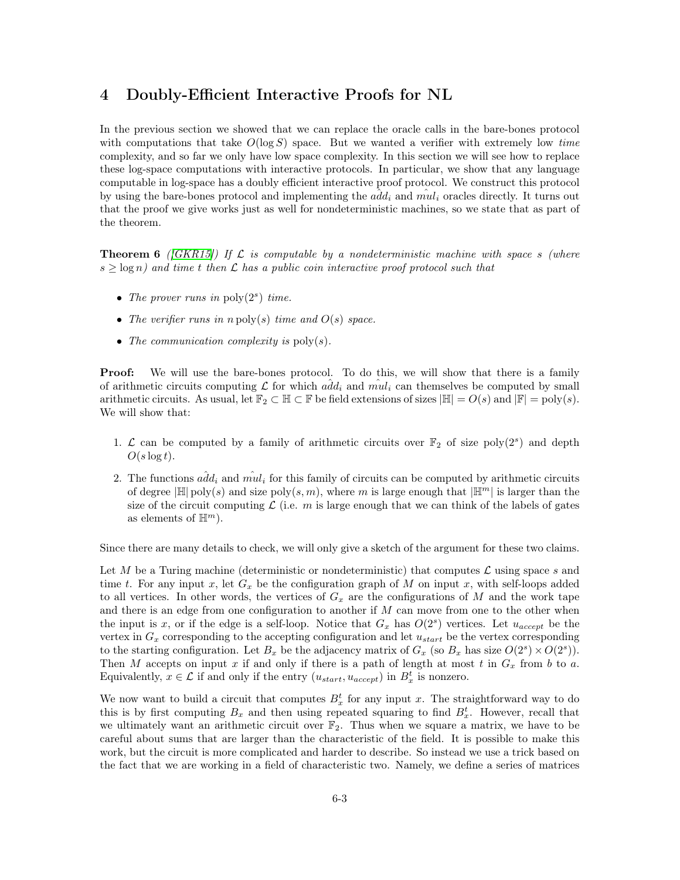# 4 Doubly-Efficient Interactive Proofs for NL

In the previous section we showed that we can replace the oracle calls in the bare-bones protocol with computations that take $O(\log S)$ space. But we wanted a verifier with extremely low *time* complexity, and so far we only have low space complexity. In this section we will see how to replace these log-space computations with interactive protocols. In particular, we show that any language computable in log-space has a doubly efficient interactive proof protocol. We construct this protocol by using the bare-bones protocol and implementing the $\hat{add}_i$ and $\hat{mul}_i$ oracles directly. It turns out that the proof we give works just as well for nondeterministic machines, so we state that as part of the theorem.

**Theorem 6** *([GKR15]) If $\mathcal{L}$ is computable by a nondeterministic machine with space $s$ (where $s \geq \log n$) and time $t$ then $\mathcal{L}$ has a public coin interactive proof protocol such that*

- *The prover runs in $\text{poly}(2^s)$ time.*
- *The verifier runs in $n\,\text{poly}(s)$ time and $O(s)$ space.*
- *The communication complexity is $\text{poly}(s)$.*

**Proof:** We will use the bare-bones protocol. To do this, we will show that there is a family of arithmetic circuits computing $\mathcal{L}$ for which $\hat{add}_i$ and $\hat{mul}_i$ can themselves be computed by small arithmetic circuits. As usual, let $\mathbb{F}_2 \subset \mathbb{H} \subset \mathbb{F}$ be field extensions of sizes $|\mathbb{H}| = O(s)$ and $|\mathbb{F}| = \text{poly}(s)$. We will show that:

1. $\mathcal{L}$ can be computed by a family of arithmetic circuits over $\mathbb{F}_2$ of size $\text{poly}(2^s)$ and depth $O(s \log t)$.
2. The functions $\hat{add}_i$ and $\hat{mul}_i$ for this family of circuits can be computed by arithmetic circuits of degree $|\mathbb{H}|\,\text{poly}(s)$ and size $\text{poly}(s, m)$, where $m$ is large enough that $|\mathbb{H}^m|$ is larger than the size of the circuit computing $\mathcal{L}$ (i.e. $m$ is large enough that we can think of the labels of gates as elements of $\mathbb{H}^m$).

Since there are many details to check, we will only give a sketch of the argument for these two claims.

Let $M$ be a Turing machine (deterministic or nondeterministic) that computes $\mathcal{L}$ using space $s$ and time $t$. For any input $x$, let $G_x$ be the configuration graph of $M$ on input $x$, with self-loops added to all vertices. In other words, the vertices of $G_x$ are the configurations of $M$ and the work tape and there is an edge from one configuration to another if $M$ can move from one to the other when the input is $x$, or if the edge is a self-loop. Notice that $G_x$ has $O(2^s)$ vertices. Let $u_{accept}$ be the vertex in $G_x$ corresponding to the accepting configuration and let $u_{start}$ be the vertex corresponding to the starting configuration. Let $B_x$ be the adjacency matrix of $G_x$ (so $B_x$ has size $O(2^s) \times O(2^s)$). Then $M$ accepts on input $x$ if and only if there is a path of length at most $t$ in $G_x$ from $b$ to $a$. Equivalently, $x \in \mathcal{L}$ if and only if the entry $(u_{start}, u_{accept})$ in $B_x^t$ is nonzero.

We now want to build a circuit that computes $B_x^t$ for any input $x$. The straightforward way to do this is by first computing $B_x$ and then using repeated squaring to find $B_x^t$. However, recall that we ultimately want an arithmetic circuit over $\mathbb{F}_2$. Thus when we square a matrix, we have to be careful about sums that are larger than the characteristic of the field. It is possible to make this work, but the circuit is more complicated and harder to describe. So instead we use a trick based on the fact that we are working in a field of characteristic two. Namely, we define a series of matrices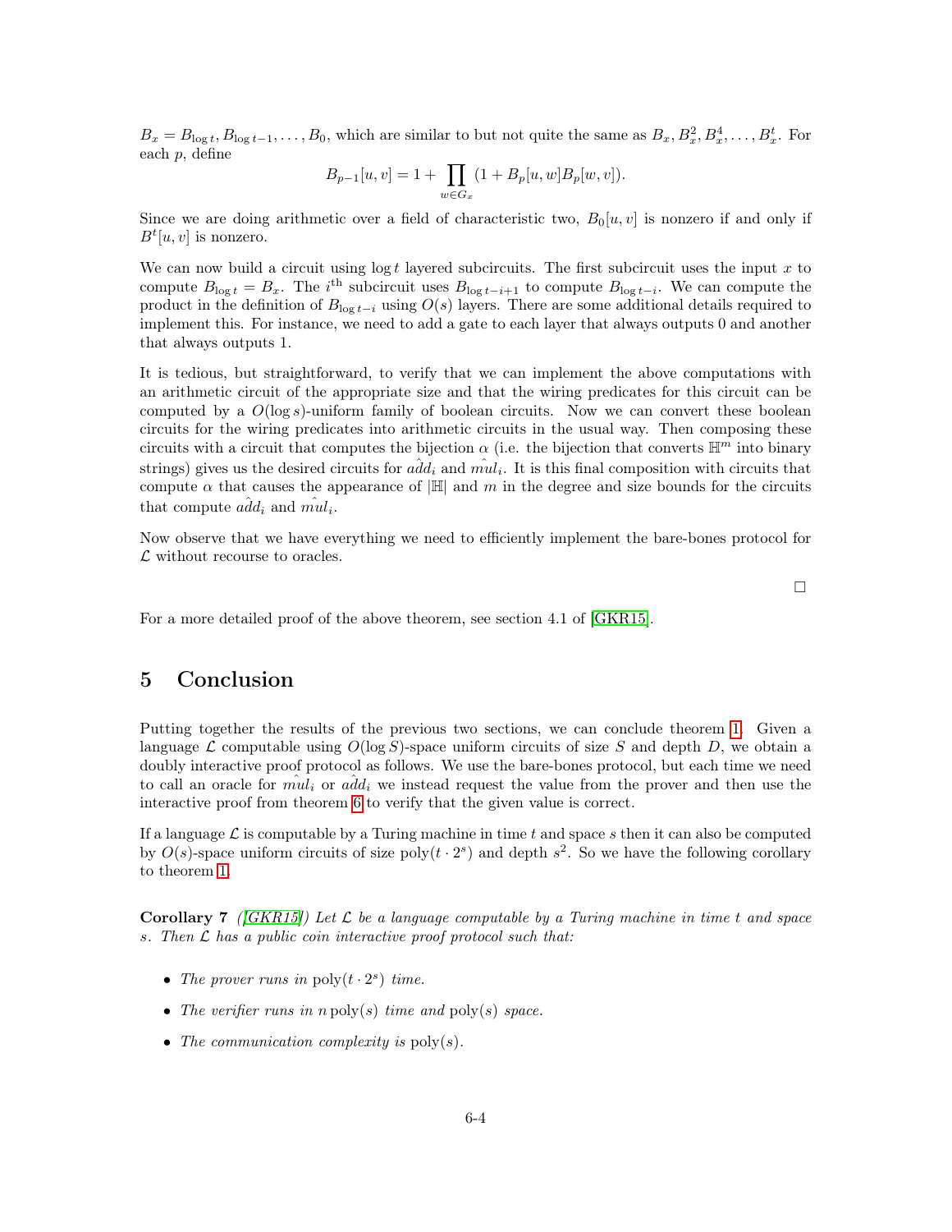$B_x = B_{\log t}, B_{\log t-1}, \ldots, B_0$, which are similar to but not quite the same as $B_x, B_x^2, B_x^4, \ldots, B_x^t$. For each $p$, define

$$B_{p-1}[u,v] = 1 + \prod_{w \in G_x} (1 + B_p[u,w]B_p[w,v]).$$

Since we are doing arithmetic over a field of characteristic two, $B_0[u,v]$ is nonzero if and only if $B^t[u,v]$ is nonzero.

We can now build a circuit using $\log t$ layered subcircuits. The first subcircuit uses the input $x$ to compute $B_{\log t} = B_x$. The $i^{\text{th}}$ subcircuit uses $B_{\log t - i + 1}$ to compute $B_{\log t - i}$. We can compute the product in the definition of $B_{\log t - i}$ using $O(s)$ layers. There are some additional details required to implement this. For instance, we need to add a gate to each layer that always outputs 0 and another that always outputs 1.

It is tedious, but straightforward, to verify that we can implement the above computations with an arithmetic circuit of the appropriate size and that the wiring predicates for this circuit can be computed by a $O(\log s)$-uniform family of boolean circuits. Now we can convert these boolean circuits for the wiring predicates into arithmetic circuits in the usual way. Then composing these circuits with a circuit that computes the bijection $\alpha$ (i.e. the bijection that converts $\mathbb{H}^m$ into binary strings) gives us the desired circuits for $\hat{add}_i$ and $\hat{mul}_i$. It is this final composition with circuits that compute $\alpha$ that causes the appearance of $|\mathbb{H}|$ and $m$ in the degree and size bounds for the circuits that compute $\hat{add}_i$ and $\hat{mul}_i$.

Now observe that we have everything we need to efficiently implement the bare-bones protocol for $\mathcal{L}$ without recourse to oracles.

□

For a more detailed proof of the above theorem, see section 4.1 of [GKR15].

## 5 Conclusion

Putting together the results of the previous two sections, we can conclude theorem 1. Given a language $\mathcal{L}$ computable using $O(\log S)$-space uniform circuits of size $S$ and depth $D$, we obtain a doubly interactive proof protocol as follows. We use the bare-bones protocol, but each time we need to call an oracle for $\hat{mul}_i$ or $\hat{add}_i$ we instead request the value from the prover and then use the interactive proof from theorem 6 to verify that the given value is correct.

If a language $\mathcal{L}$ is computable by a Turing machine in time $t$ and space $s$ then it can also be computed by $O(s)$-space uniform circuits of size $\text{poly}(t \cdot 2^s)$ and depth $s^2$. So we have the following corollary to theorem 1.

**Corollary 7** *([GKR15]) Let $\mathcal{L}$ be a language computable by a Turing machine in time $t$ and space $s$. Then $\mathcal{L}$ has a public coin interactive proof protocol such that:*

- *The prover runs in $\text{poly}(t \cdot 2^s)$ time.*
- *The verifier runs in $n\,\text{poly}(s)$ time and $\text{poly}(s)$ space.*
- *The communication complexity is $\text{poly}(s)$.*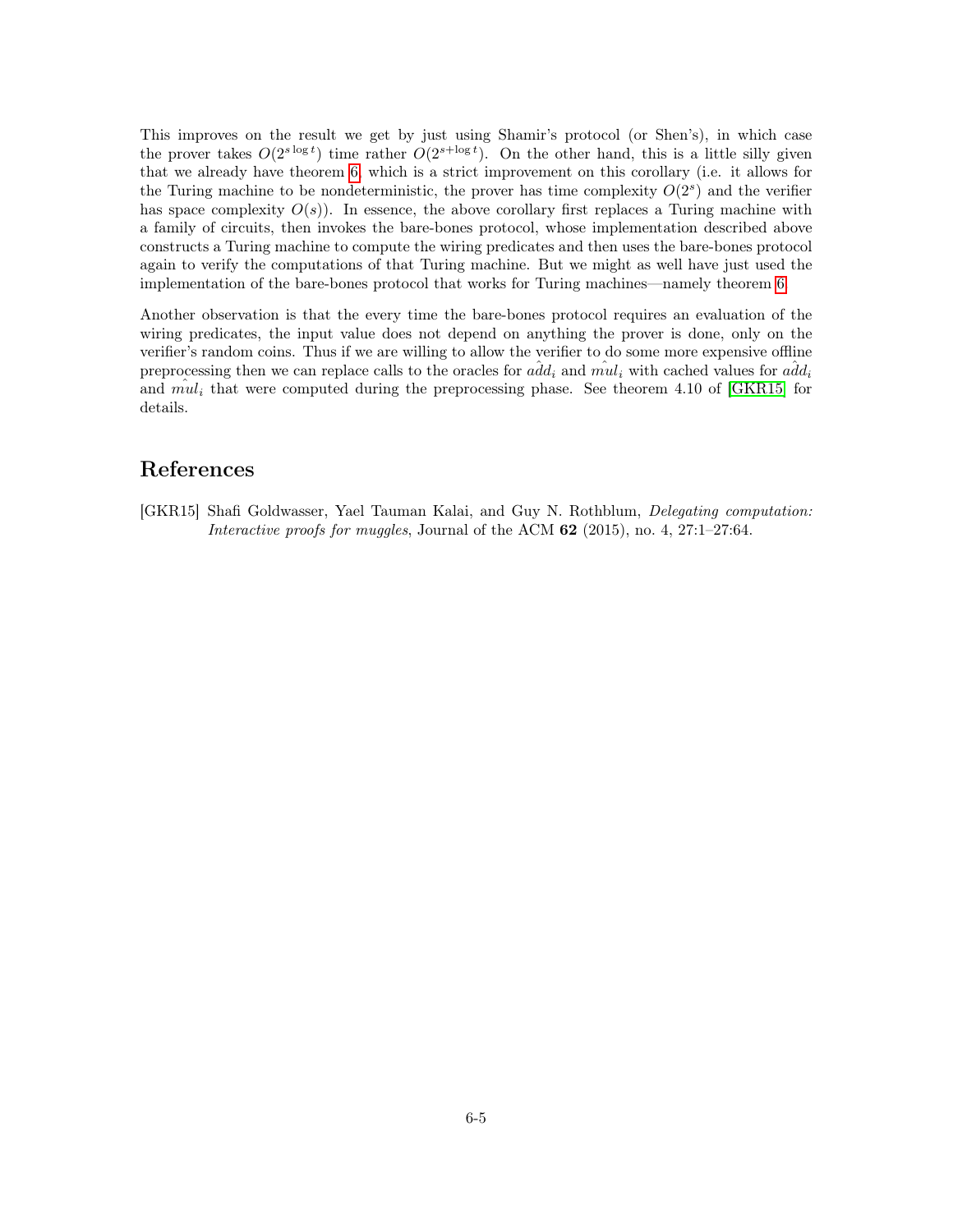This improves on the result we get by just using Shamir's protocol (or Shen's), in which case the prover takes $O(2^{s \log t})$ time rather $O(2^{s+\log t})$. On the other hand, this is a little silly given that we already have theorem 6, which is a strict improvement on this corollary (i.e. it allows for the Turing machine to be nondeterministic, the prover has time complexity $O(2^s)$ and the verifier has space complexity $O(s)$). In essence, the above corollary first replaces a Turing machine with a family of circuits, then invokes the bare-bones protocol, whose implementation described above constructs a Turing machine to compute the wiring predicates and then uses the bare-bones protocol again to verify the computations of that Turing machine. But we might as well have just used the implementation of the bare-bones protocol that works for Turing machines—namely theorem 6.

Another observation is that the every time the bare-bones protocol requires an evaluation of the wiring predicates, the input value does not depend on anything the prover is done, only on the verifier's random coins. Thus if we are willing to allow the verifier to do some more expensive offline preprocessing then we can replace calls to the oracles for $\hat{add}_i$ and $\hat{mul}_i$ with cached values for $\hat{add}_i$ and $\hat{mul}_i$ that were computed during the preprocessing phase. See theorem 4.10 of [GKR15] for details.

## References

[GKR15] Shafi Goldwasser, Yael Tauman Kalai, and Guy N. Rothblum, *Delegating computation: Interactive proofs for muggles*, Journal of the ACM **62** (2015), no. 4, 27:1–27:64.